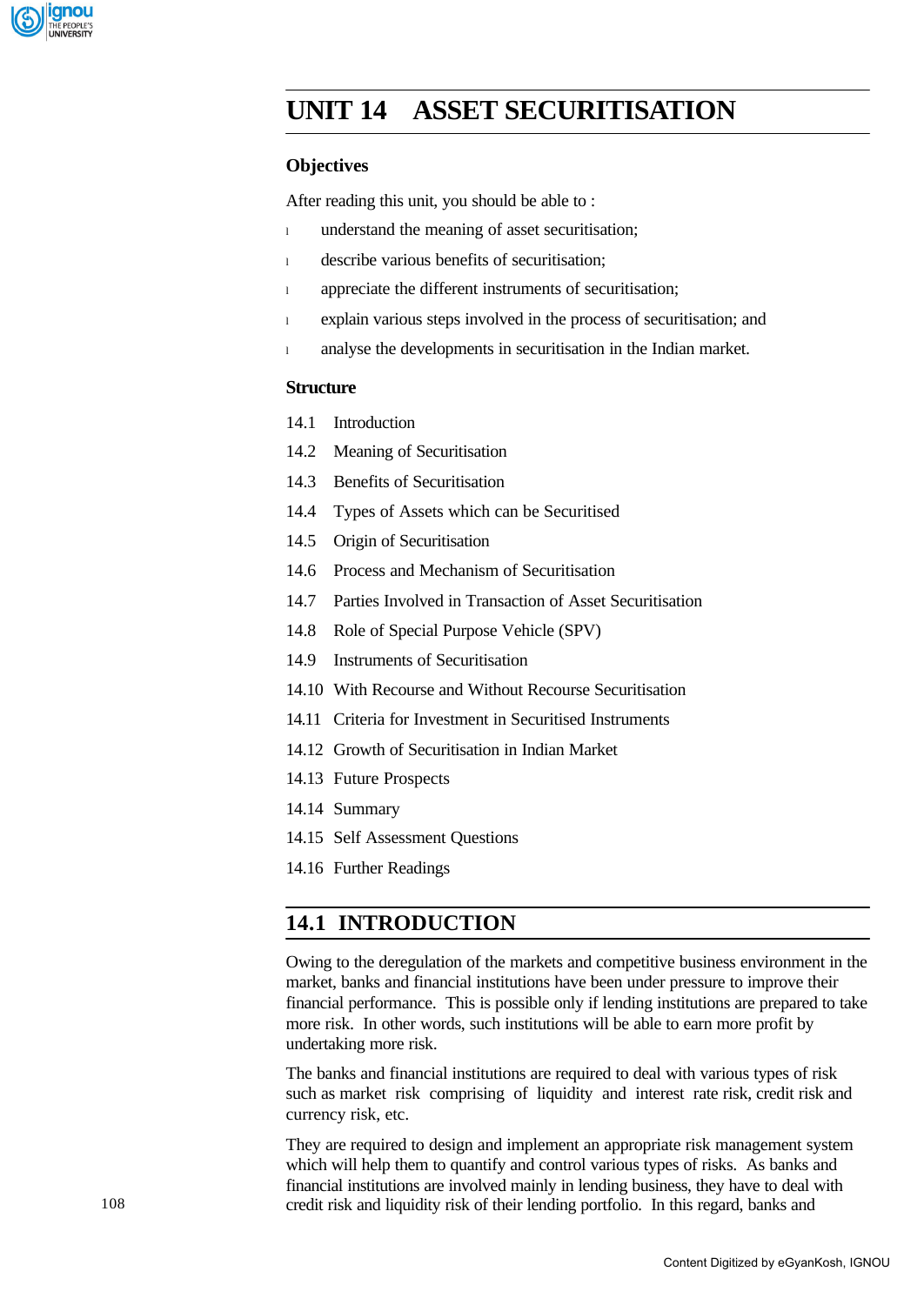# UNIT 14 ASSET SECURITISATION

## Objectives

After reading this unit, you should be able to :

- understand the meaning of asset securitisation;
- describe various benefits of securitisation;
- appreciate the different instruments of securitisation;
- explain various steps involved in the process of securitisation; and
- analyse the developments in securitisation in the Indian market.

## Structure

14.1 Introduction

14.2 Meaning of Securitisation

14.3 Benefits of Securitisation

14.4 Types of Assets which can be Securitised

14.5 Origin of Securitisation

14.6 Process and Mechanism of Securitisation

14.7 Parties Involved in Transaction of Asset Securitisation

14.8 Role of Special Purpose Vehicle (SPV)

14.9 Instruments of Securitisation

14.10 With Recourse and Without Recourse Securitisation

14.11 Criteria for Investment in Securitised Instruments

14.12 Growth of Securitisation in Indian Market

14.13 Future Prospects

14.14 Summary

14.15 Self Assessment Questions

14.16 Further Readings

## 14.1 INTRODUCTION

Owing to the deregulation of the markets and competitive business environment in the market, banks and financial institutions have been under pressure to improve their financial performance. This is possible only if lending institutions are prepared to take more risk. In other words, such institutions will be able to earn more profit by undertaking more risk.

The banks and financial institutions are required to deal with various types of risk such as market risk comprising of liquidity and interest rate risk, credit risk and currency risk, etc.

They are required to design and implement an appropriate risk management system which will help them to quantify and control various types of risks. As banks and financial institutions are involved mainly in lending business, they have to deal with credit risk and liquidity risk of their lending portfolio. In this regard, banks and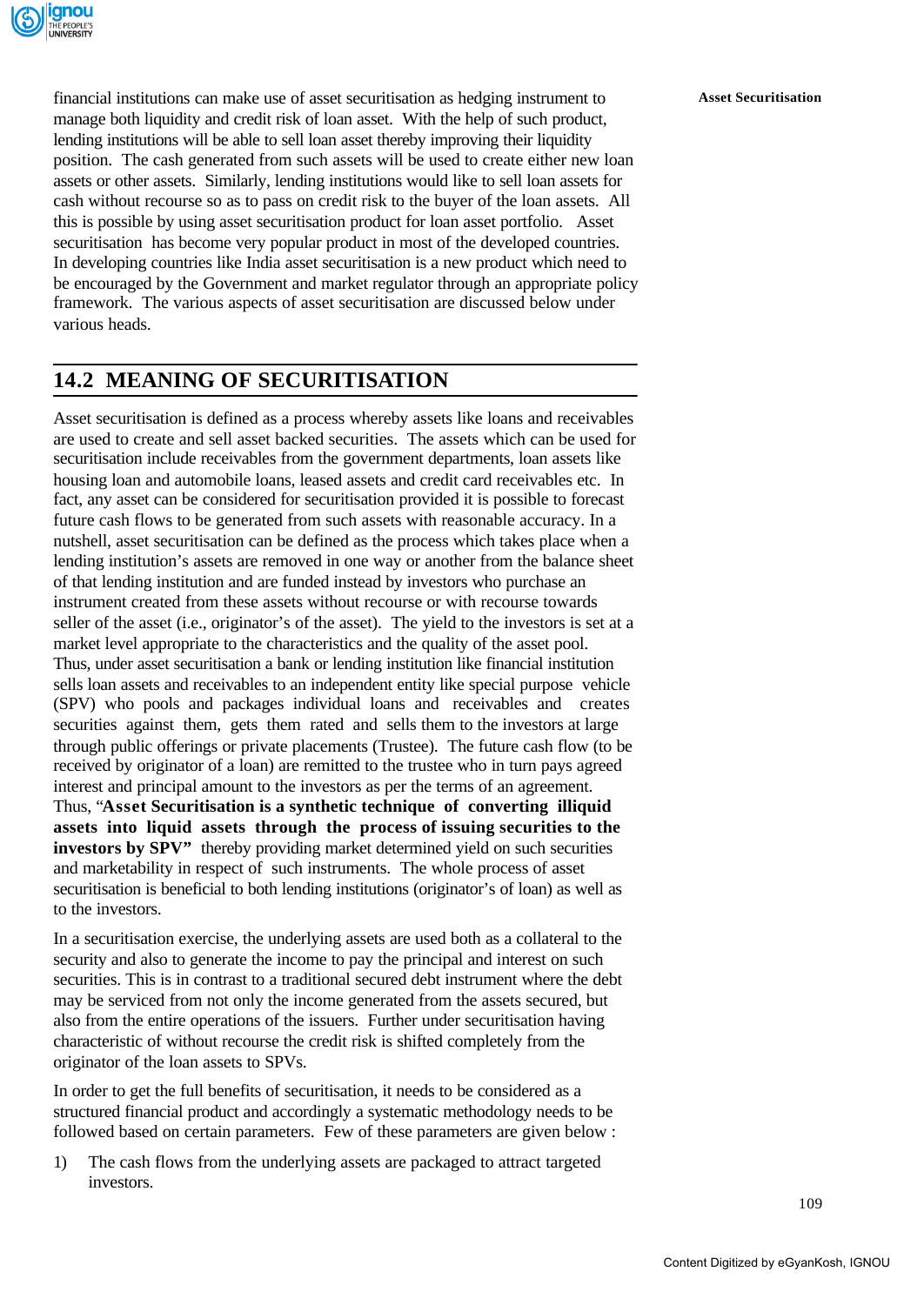financial institutions can make use of asset securitisation as hedging instrument to manage both liquidity and credit risk of loan asset. With the help of such product, lending institutions will be able to sell loan asset thereby improving their liquidity position. The cash generated from such assets will be used to create either new loan assets or other assets. Similarly, lending institutions would like to sell loan assets for cash without recourse so as to pass on credit risk to the buyer of the loan assets. All this is possible by using asset securitisation product for loan asset portfolio. Asset securitisation has become very popular product in most of the developed countries. In developing countries like India asset securitisation is a new product which need to be encouraged by the Government and market regulator through an appropriate policy framework. The various aspects of asset securitisation are discussed below under various heads.

## 14.2 MEANING OF SECURITISATION

Asset securitisation is defined as a process whereby assets like loans and receivables are used to create and sell asset backed securities. The assets which can be used for securitisation include receivables from the government departments, loan assets like housing loan and automobile loans, leased assets and credit card receivables etc. In fact, any asset can be considered for securitisation provided it is possible to forecast future cash flows to be generated from such assets with reasonable accuracy. In a nutshell, asset securitisation can be defined as the process which takes place when a lending institution's assets are removed in one way or another from the balance sheet of that lending institution and are funded instead by investors who purchase an instrument created from these assets without recourse or with recourse towards seller of the asset (i.e., originator's of the asset). The yield to the investors is set at a market level appropriate to the characteristics and the quality of the asset pool. Thus, under asset securitisation a bank or lending institution like financial institution sells loan assets and receivables to an independent entity like special purpose vehicle (SPV) who pools and packages individual loans and receivables and creates securities against them, gets them rated and sells them to the investors at large through public offerings or private placements (Trustee). The future cash flow (to be received by originator of a loan) are remitted to the trustee who in turn pays agreed interest and principal amount to the investors as per the terms of an agreement. Thus, "**Asset Securitisation is a synthetic technique of converting illiquid assets into liquid assets through the process of issuing securities to the investors by SPV"** thereby providing market determined yield on such securities and marketability in respect of such instruments. The whole process of asset securitisation is beneficial to both lending institutions (originator's of loan) as well as to the investors.

In a securitisation exercise, the underlying assets are used both as a collateral to the security and also to generate the income to pay the principal and interest on such securities. This is in contrast to a traditional secured debt instrument where the debt may be serviced from not only the income generated from the assets secured, but also from the entire operations of the issuers. Further under securitisation having characteristic of without recourse the credit risk is shifted completely from the originator of the loan assets to SPVs.

In order to get the full benefits of securitisation, it needs to be considered as a structured financial product and accordingly a systematic methodology needs to be followed based on certain parameters. Few of these parameters are given below :

1) The cash flows from the underlying assets are packaged to attract targeted investors.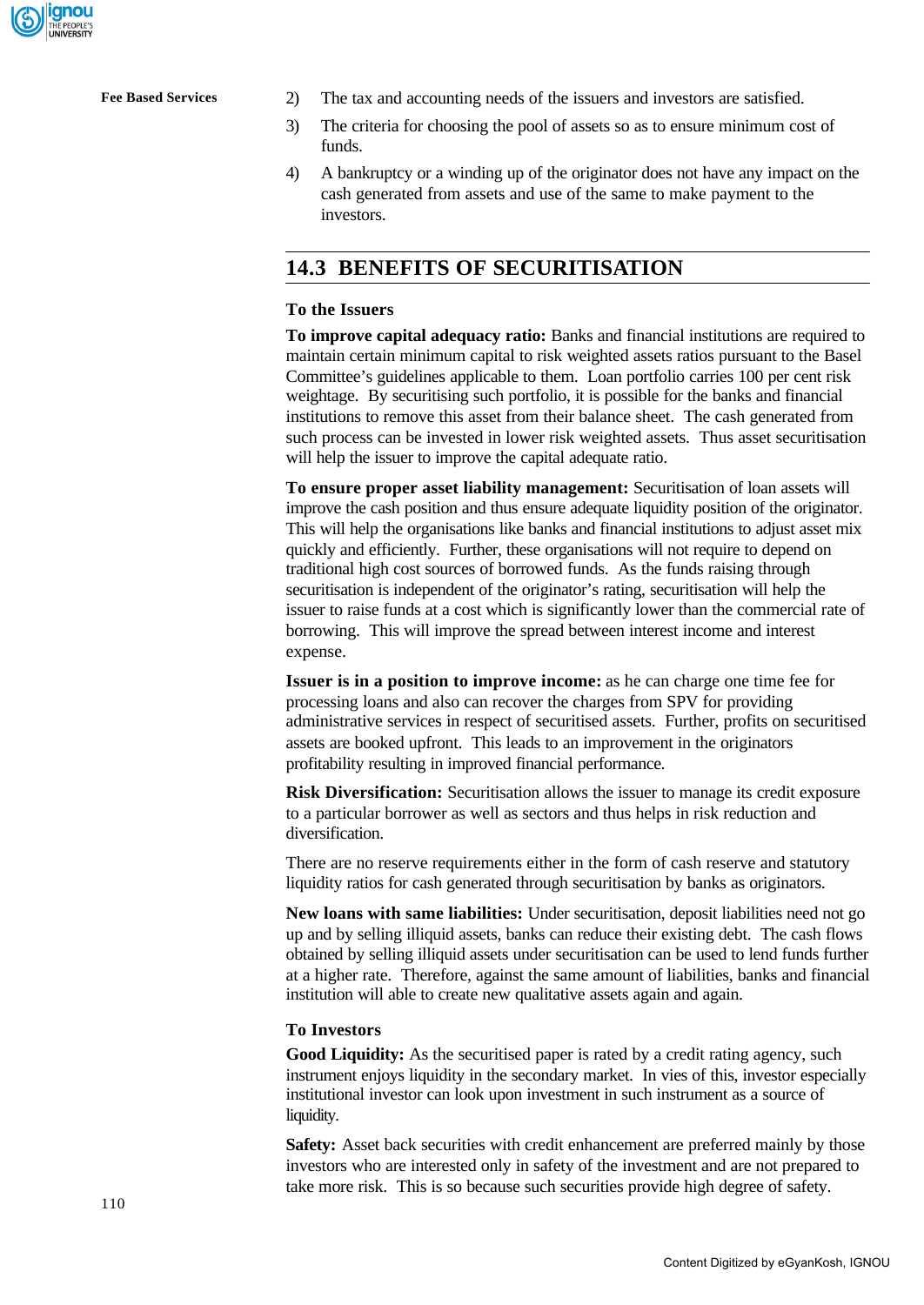2) The tax and accounting needs of the issuers and investors are satisfied.

3) The criteria for choosing the pool of assets so as to ensure minimum cost of funds.

4) A bankruptcy or a winding up of the originator does not have any impact on the cash generated from assets and use of the same to make payment to the investors.

## 14.3 BENEFITS OF SECURITISATION

### To the Issuers

**To improve capital adequacy ratio:** Banks and financial institutions are required to maintain certain minimum capital to risk weighted assets ratios pursuant to the Basel Committee's guidelines applicable to them. Loan portfolio carries 100 per cent risk weightage. By securitising such portfolio, it is possible for the banks and financial institutions to remove this asset from their balance sheet. The cash generated from such process can be invested in lower risk weighted assets. Thus asset securitisation will help the issuer to improve the capital adequate ratio.

**To ensure proper asset liability management:** Securitisation of loan assets will improve the cash position and thus ensure adequate liquidity position of the originator. This will help the organisations like banks and financial institutions to adjust asset mix quickly and efficiently. Further, these organisations will not require to depend on traditional high cost sources of borrowed funds. As the funds raising through securitisation is independent of the originator's rating, securitisation will help the issuer to raise funds at a cost which is significantly lower than the commercial rate of borrowing. This will improve the spread between interest income and interest expense.

**Issuer is in a position to improve income:** as he can charge one time fee for processing loans and also can recover the charges from SPV for providing administrative services in respect of securitised assets. Further, profits on securitised assets are booked upfront. This leads to an improvement in the originators profitability resulting in improved financial performance.

**Risk Diversification:** Securitisation allows the issuer to manage its credit exposure to a particular borrower as well as sectors and thus helps in risk reduction and diversification.

There are no reserve requirements either in the form of cash reserve and statutory liquidity ratios for cash generated through securitisation by banks as originators.

**New loans with same liabilities:** Under securitisation, deposit liabilities need not go up and by selling illiquid assets, banks can reduce their existing debt. The cash flows obtained by selling illiquid assets under securitisation can be used to lend funds further at a higher rate. Therefore, against the same amount of liabilities, banks and financial institution will able to create new qualitative assets again and again.

### To Investors

**Good Liquidity:** As the securitised paper is rated by a credit rating agency, such instrument enjoys liquidity in the secondary market. In vies of this, investor especially institutional investor can look upon investment in such instrument as a source of liquidity.

**Safety:** Asset back securities with credit enhancement are preferred mainly by those investors who are interested only in safety of the investment and are not prepared to take more risk. This is so because such securities provide high degree of safety.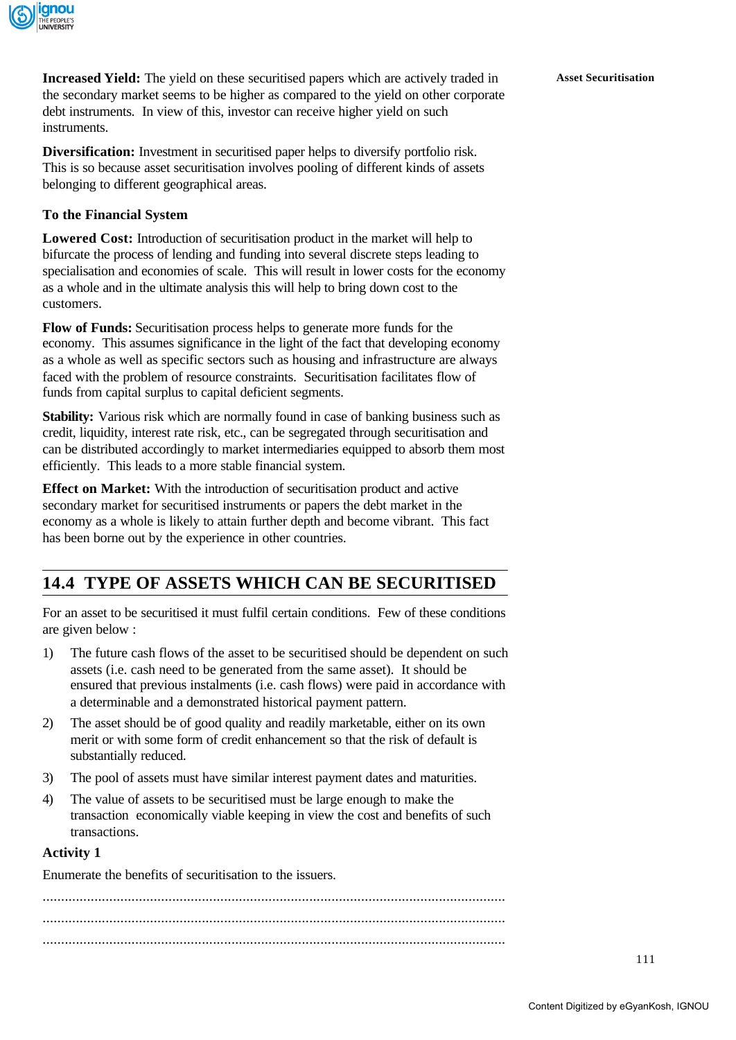**Increased Yield:** The yield on these securitised papers which are actively traded in the secondary market seems to be higher as compared to the yield on other corporate debt instruments. In view of this, investor can receive higher yield on such instruments.

**Diversification:** Investment in securitised paper helps to diversify portfolio risk. This is so because asset securitisation involves pooling of different kinds of assets belonging to different geographical areas.

### To the Financial System

**Lowered Cost:** Introduction of securitisation product in the market will help to bifurcate the process of lending and funding into several discrete steps leading to specialisation and economies of scale. This will result in lower costs for the economy as a whole and in the ultimate analysis this will help to bring down cost to the customers.

**Flow of Funds:** Securitisation process helps to generate more funds for the economy. This assumes significance in the light of the fact that developing economy as a whole as well as specific sectors such as housing and infrastructure are always faced with the problem of resource constraints. Securitisation facilitates flow of funds from capital surplus to capital deficient segments.

**Stability:** Various risk which are normally found in case of banking business such as credit, liquidity, interest rate risk, etc., can be segregated through securitisation and can be distributed accordingly to market intermediaries equipped to absorb them most efficiently. This leads to a more stable financial system.

**Effect on Market:** With the introduction of securitisation product and active secondary market for securitised instruments or papers the debt market in the economy as a whole is likely to attain further depth and become vibrant. This fact has been borne out by the experience in other countries.

## 14.4 TYPE OF ASSETS WHICH CAN BE SECURITISED

For an asset to be securitised it must fulfil certain conditions. Few of these conditions are given below :

1) The future cash flows of the asset to be securitised should be dependent on such assets (i.e. cash need to be generated from the same asset). It should be ensured that previous instalments (i.e. cash flows) were paid in accordance with a determinable and a demonstrated historical payment pattern.
2) The asset should be of good quality and readily marketable, either on its own merit or with some form of credit enhancement so that the risk of default is substantially reduced.
3) The pool of assets must have similar interest payment dates and maturities.
4) The value of assets to be securitised must be large enough to make the transaction economically viable keeping in view the cost and benefits of such transactions.

### Activity 1

Enumerate the benefits of securitisation to the issuers.

..............................................................................................................................

..............................................................................................................................

..............................................................................................................................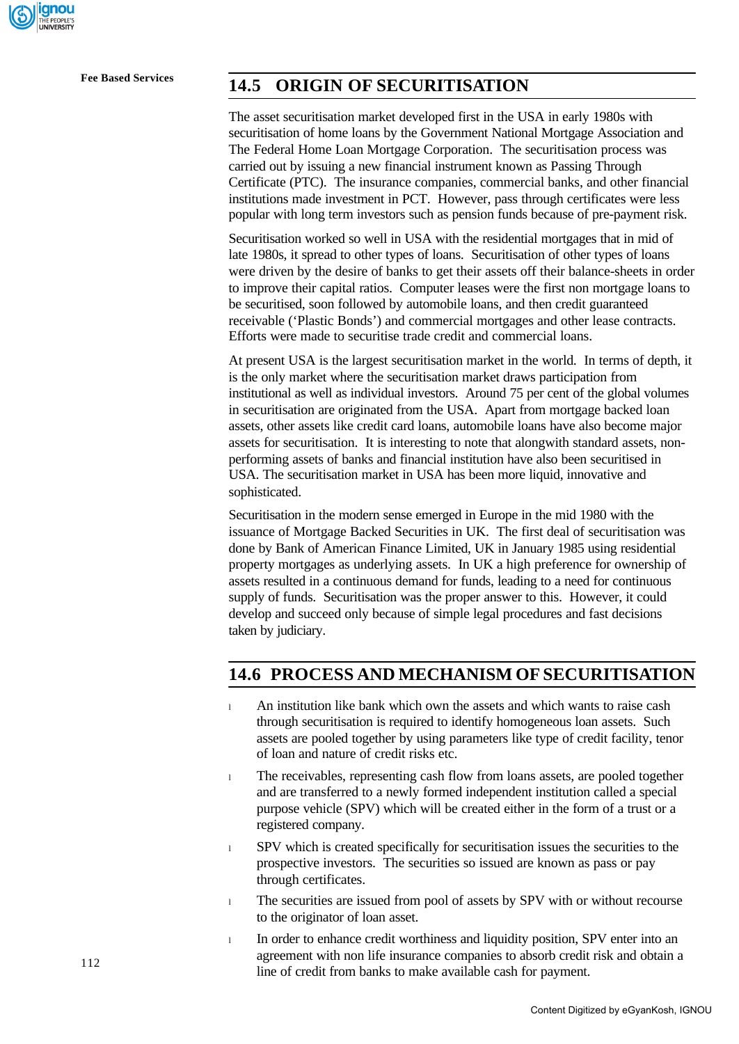## 14.5 ORIGIN OF SECURITISATION

The asset securitisation market developed first in the USA in early 1980s with securitisation of home loans by the Government National Mortgage Association and The Federal Home Loan Mortgage Corporation. The securitisation process was carried out by issuing a new financial instrument known as Passing Through Certificate (PTC). The insurance companies, commercial banks, and other financial institutions made investment in PCT. However, pass through certificates were less popular with long term investors such as pension funds because of pre-payment risk.

Securitisation worked so well in USA with the residential mortgages that in mid of late 1980s, it spread to other types of loans. Securitisation of other types of loans were driven by the desire of banks to get their assets off their balance-sheets in order to improve their capital ratios. Computer leases were the first non mortgage loans to be securitised, soon followed by automobile loans, and then credit guaranteed receivable ('Plastic Bonds') and commercial mortgages and other lease contracts. Efforts were made to securitise trade credit and commercial loans.

At present USA is the largest securitisation market in the world. In terms of depth, it is the only market where the securitisation market draws participation from institutional as well as individual investors. Around 75 per cent of the global volumes in securitisation are originated from the USA. Apart from mortgage backed loan assets, other assets like credit card loans, automobile loans have also become major assets for securitisation. It is interesting to note that alongwith standard assets, non-performing assets of banks and financial institution have also been securitised in USA. The securitisation market in USA has been more liquid, innovative and sophisticated.

Securitisation in the modern sense emerged in Europe in the mid 1980 with the issuance of Mortgage Backed Securities in UK. The first deal of securitisation was done by Bank of American Finance Limited, UK in January 1985 using residential property mortgages as underlying assets. In UK a high preference for ownership of assets resulted in a continuous demand for funds, leading to a need for continuous supply of funds. Securitisation was the proper answer to this. However, it could develop and succeed only because of simple legal procedures and fast decisions taken by judiciary.

## 14.6 PROCESS AND MECHANISM OF SECURITISATION

- An institution like bank which own the assets and which wants to raise cash through securitisation is required to identify homogeneous loan assets. Such assets are pooled together by using parameters like type of credit facility, tenor of loan and nature of credit risks etc.
- The receivables, representing cash flow from loans assets, are pooled together and are transferred to a newly formed independent institution called a special purpose vehicle (SPV) which will be created either in the form of a trust or a registered company.
- SPV which is created specifically for securitisation issues the securities to the prospective investors. The securities so issued are known as pass or pay through certificates.
- The securities are issued from pool of assets by SPV with or without recourse to the originator of loan asset.
- In order to enhance credit worthiness and liquidity position, SPV enter into an agreement with non life insurance companies to absorb credit risk and obtain a line of credit from banks to make available cash for payment.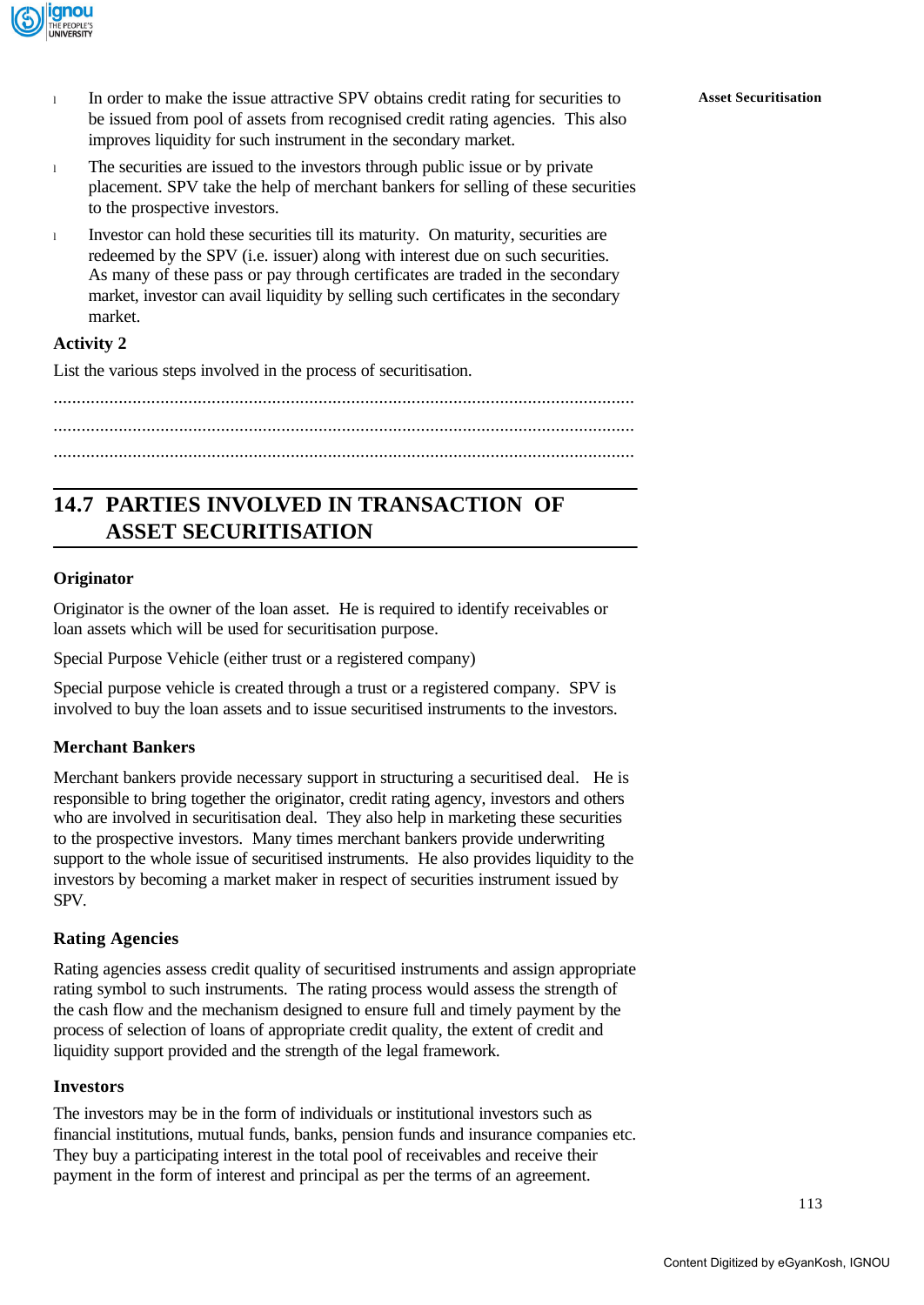- In order to make the issue attractive SPV obtains credit rating for securities to be issued from pool of assets from recognised credit rating agencies. This also improves liquidity for such instrument in the secondary market.
- The securities are issued to the investors through public issue or by private placement. SPV take the help of merchant bankers for selling of these securities to the prospective investors.
- Investor can hold these securities till its maturity. On maturity, securities are redeemed by the SPV (i.e. issuer) along with interest due on such securities. As many of these pass or pay through certificates are traded in the secondary market, investor can avail liquidity by selling such certificates in the secondary market.

**Activity 2**

List the various steps involved in the process of securitisation.

..........................................................................................................................

..........................................................................................................................

..........................................................................................................................

## 14.7 PARTIES INVOLVED IN TRANSACTION OF ASSET SECURITISATION

### Originator

Originator is the owner of the loan asset. He is required to identify receivables or loan assets which will be used for securitisation purpose.

Special Purpose Vehicle (either trust or a registered company)

Special purpose vehicle is created through a trust or a registered company. SPV is involved to buy the loan assets and to issue securitised instruments to the investors.

### Merchant Bankers

Merchant bankers provide necessary support in structuring a securitised deal. He is responsible to bring together the originator, credit rating agency, investors and others who are involved in securitisation deal. They also help in marketing these securities to the prospective investors. Many times merchant bankers provide underwriting support to the whole issue of securitised instruments. He also provides liquidity to the investors by becoming a market maker in respect of securities instrument issued by SPV.

### Rating Agencies

Rating agencies assess credit quality of securitised instruments and assign appropriate rating symbol to such instruments. The rating process would assess the strength of the cash flow and the mechanism designed to ensure full and timely payment by the process of selection of loans of appropriate credit quality, the extent of credit and liquidity support provided and the strength of the legal framework.

### Investors

The investors may be in the form of individuals or institutional investors such as financial institutions, mutual funds, banks, pension funds and insurance companies etc. They buy a participating interest in the total pool of receivables and receive their payment in the form of interest and principal as per the terms of an agreement.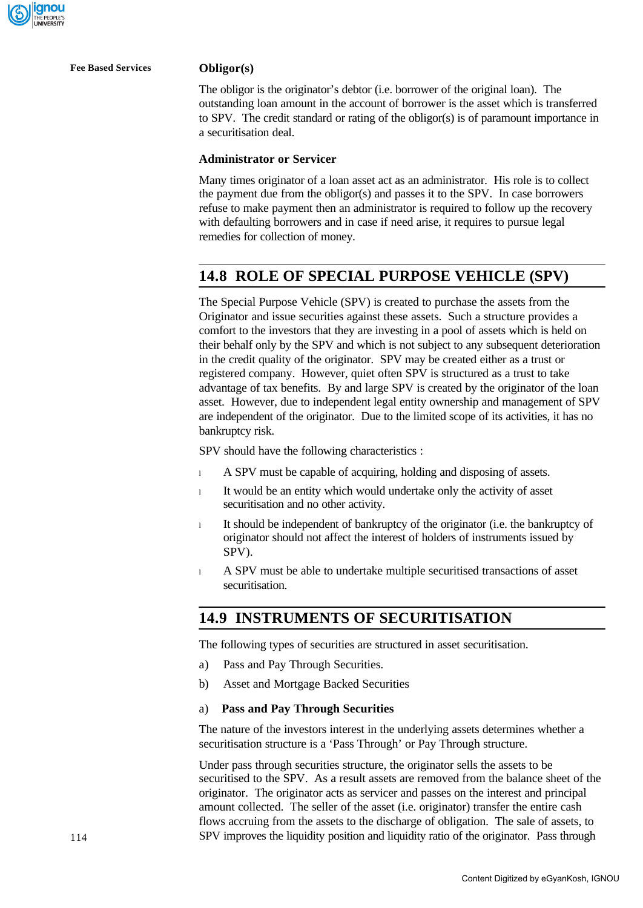### Obligor(s)

The obligor is the originator's debtor (i.e. borrower of the original loan). The outstanding loan amount in the account of borrower is the asset which is transferred to SPV. The credit standard or rating of the obligor(s) is of paramount importance in a securitisation deal.

### Administrator or Servicer

Many times originator of a loan asset act as an administrator. His role is to collect the payment due from the obligor(s) and passes it to the SPV. In case borrowers refuse to make payment then an administrator is required to follow up the recovery with defaulting borrowers and in case if need arise, it requires to pursue legal remedies for collection of money.

## 14.8 ROLE OF SPECIAL PURPOSE VEHICLE (SPV)

The Special Purpose Vehicle (SPV) is created to purchase the assets from the Originator and issue securities against these assets. Such a structure provides a comfort to the investors that they are investing in a pool of assets which is held on their behalf only by the SPV and which is not subject to any subsequent deterioration in the credit quality of the originator. SPV may be created either as a trust or registered company. However, quiet often SPV is structured as a trust to take advantage of tax benefits. By and large SPV is created by the originator of the loan asset. However, due to independent legal entity ownership and management of SPV are independent of the originator. Due to the limited scope of its activities, it has no bankruptcy risk.

SPV should have the following characteristics :

- A SPV must be capable of acquiring, holding and disposing of assets.
- It would be an entity which would undertake only the activity of asset securitisation and no other activity.
- It should be independent of bankruptcy of the originator (i.e. the bankruptcy of originator should not affect the interest of holders of instruments issued by SPV).
- A SPV must be able to undertake multiple securitised transactions of asset securitisation.

## 14.9 INSTRUMENTS OF SECURITISATION

The following types of securities are structured in asset securitisation.

a) Pass and Pay Through Securities.

b) Asset and Mortgage Backed Securities

### a) Pass and Pay Through Securities

The nature of the investors interest in the underlying assets determines whether a securitisation structure is a 'Pass Through' or Pay Through structure.

Under pass through securities structure, the originator sells the assets to be securitised to the SPV. As a result assets are removed from the balance sheet of the originator. The originator acts as servicer and passes on the interest and principal amount collected. The seller of the asset (i.e. originator) transfer the entire cash flows accruing from the assets to the discharge of obligation. The sale of assets, to SPV improves the liquidity position and liquidity ratio of the originator. Pass through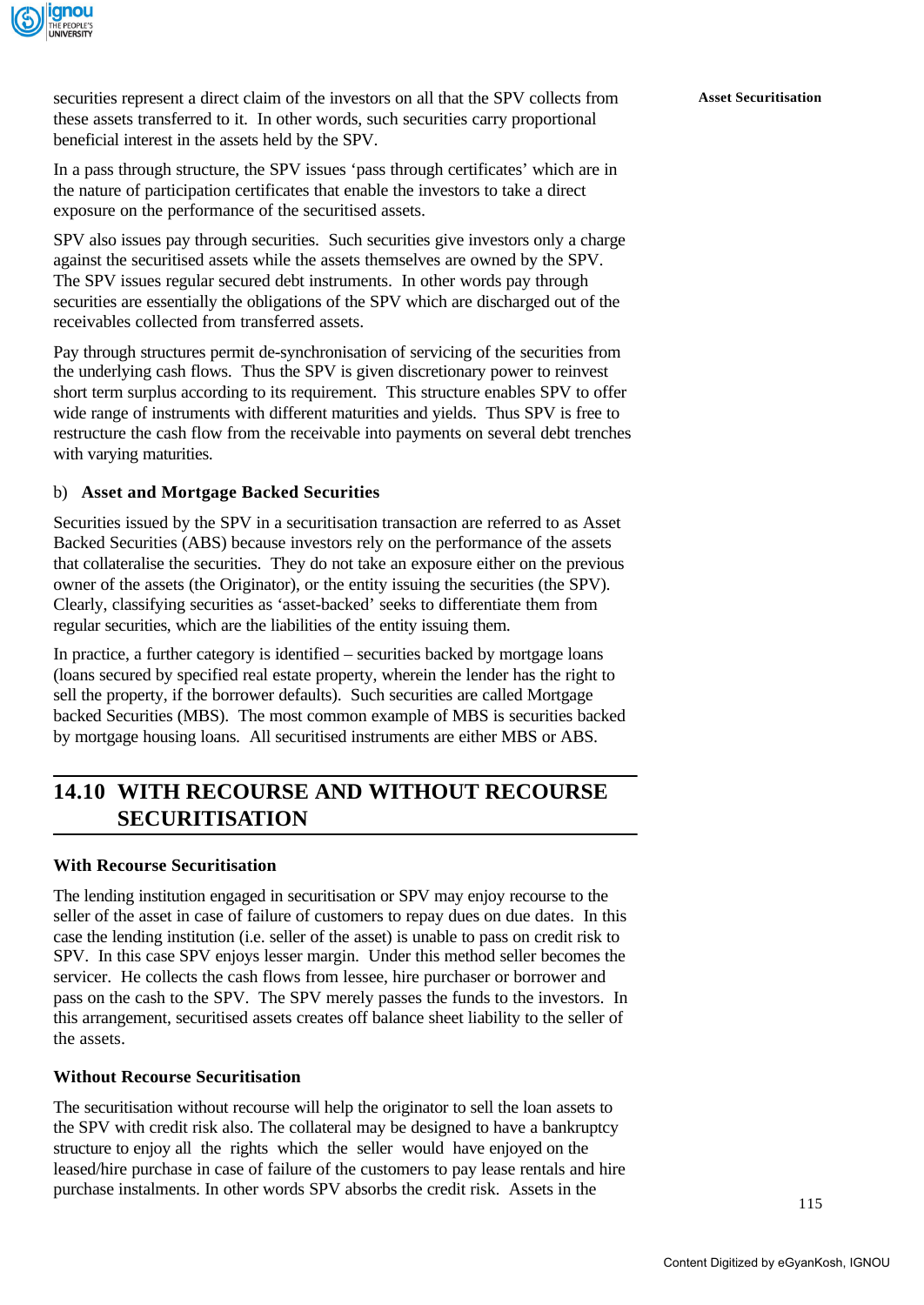securities represent a direct claim of the investors on all that the SPV collects from these assets transferred to it. In other words, such securities carry proportional beneficial interest in the assets held by the SPV.

In a pass through structure, the SPV issues 'pass through certificates' which are in the nature of participation certificates that enable the investors to take a direct exposure on the performance of the securitised assets.

SPV also issues pay through securities. Such securities give investors only a charge against the securitised assets while the assets themselves are owned by the SPV. The SPV issues regular secured debt instruments. In other words pay through securities are essentially the obligations of the SPV which are discharged out of the receivables collected from transferred assets.

Pay through structures permit de-synchronisation of servicing of the securities from the underlying cash flows. Thus the SPV is given discretionary power to reinvest short term surplus according to its requirement. This structure enables SPV to offer wide range of instruments with different maturities and yields. Thus SPV is free to restructure the cash flow from the receivable into payments on several debt trenches with varying maturities.

b) **Asset and Mortgage Backed Securities**

Securities issued by the SPV in a securitisation transaction are referred to as Asset Backed Securities (ABS) because investors rely on the performance of the assets that collateralise the securities. They do not take an exposure either on the previous owner of the assets (the Originator), or the entity issuing the securities (the SPV). Clearly, classifying securities as 'asset-backed' seeks to differentiate them from regular securities, which are the liabilities of the entity issuing them.

In practice, a further category is identified – securities backed by mortgage loans (loans secured by specified real estate property, wherein the lender has the right to sell the property, if the borrower defaults). Such securities are called Mortgage backed Securities (MBS). The most common example of MBS is securities backed by mortgage housing loans. All securitised instruments are either MBS or ABS.

## 14.10 WITH RECOURSE AND WITHOUT RECOURSE SECURITISATION

### With Recourse Securitisation

The lending institution engaged in securitisation or SPV may enjoy recourse to the seller of the asset in case of failure of customers to repay dues on due dates. In this case the lending institution (i.e. seller of the asset) is unable to pass on credit risk to SPV. In this case SPV enjoys lesser margin. Under this method seller becomes the servicer. He collects the cash flows from lessee, hire purchaser or borrower and pass on the cash to the SPV. The SPV merely passes the funds to the investors. In this arrangement, securitised assets creates off balance sheet liability to the seller of the assets.

### Without Recourse Securitisation

The securitisation without recourse will help the originator to sell the loan assets to the SPV with credit risk also. The collateral may be designed to have a bankruptcy structure to enjoy all the rights which the seller would have enjoyed on the leased/hire purchase in case of failure of the customers to pay lease rentals and hire purchase instalments. In other words SPV absorbs the credit risk. Assets in the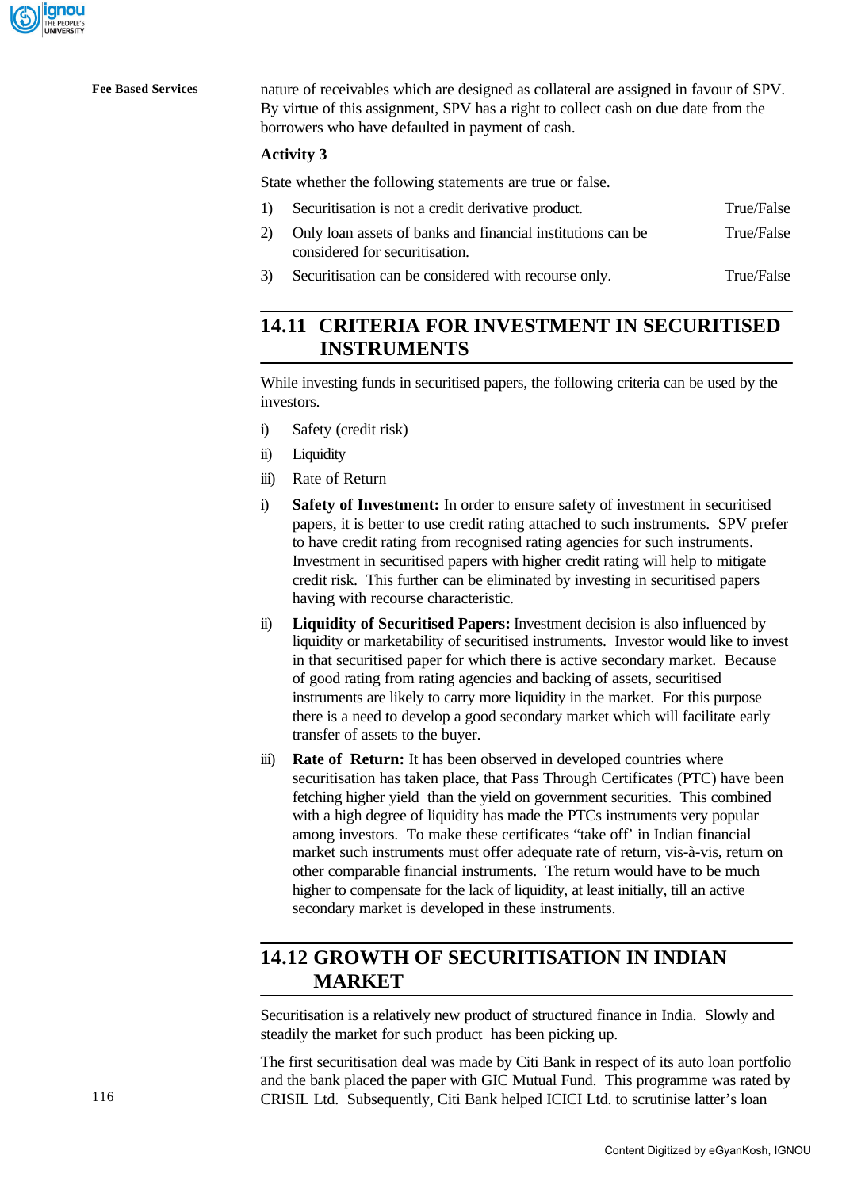nature of receivables which are designed as collateral are assigned in favour of SPV. By virtue of this assignment, SPV has a right to collect cash on due date from the borrowers who have defaulted in payment of cash.

**Activity 3**

State whether the following statements are true or false.

1) Securitisation is not a credit derivative product. True/False
2) Only loan assets of banks and financial institutions can be considered for securitisation. True/False
3) Securitisation can be considered with recourse only. True/False

## 14.11 CRITERIA FOR INVESTMENT IN SECURITISED INSTRUMENTS

While investing funds in securitised papers, the following criteria can be used by the investors.

i) Safety (credit risk)
ii) Liquidity
iii) Rate of Return

i) **Safety of Investment:** In order to ensure safety of investment in securitised papers, it is better to use credit rating attached to such instruments. SPV prefer to have credit rating from recognised rating agencies for such instruments. Investment in securitised papers with higher credit rating will help to mitigate credit risk. This further can be eliminated by investing in securitised papers having with recourse characteristic.

ii) **Liquidity of Securitised Papers:** Investment decision is also influenced by liquidity or marketability of securitised instruments. Investor would like to invest in that securitised paper for which there is active secondary market. Because of good rating from rating agencies and backing of assets, securitised instruments are likely to carry more liquidity in the market. For this purpose there is a need to develop a good secondary market which will facilitate early transfer of assets to the buyer.

iii) **Rate of Return:** It has been observed in developed countries where securitisation has taken place, that Pass Through Certificates (PTC) have been fetching higher yield than the yield on government securities. This combined with a high degree of liquidity has made the PTCs instruments very popular among investors. To make these certificates "take off' in Indian financial market such instruments must offer adequate rate of return, vis-à-vis, return on other comparable financial instruments. The return would have to be much higher to compensate for the lack of liquidity, at least initially, till an active secondary market is developed in these instruments.

## 14.12 GROWTH OF SECURITISATION IN INDIAN MARKET

Securitisation is a relatively new product of structured finance in India. Slowly and steadily the market for such product has been picking up.

The first securitisation deal was made by Citi Bank in respect of its auto loan portfolio and the bank placed the paper with GIC Mutual Fund. This programme was rated by CRISIL Ltd. Subsequently, Citi Bank helped ICICI Ltd. to scrutinise latter's loan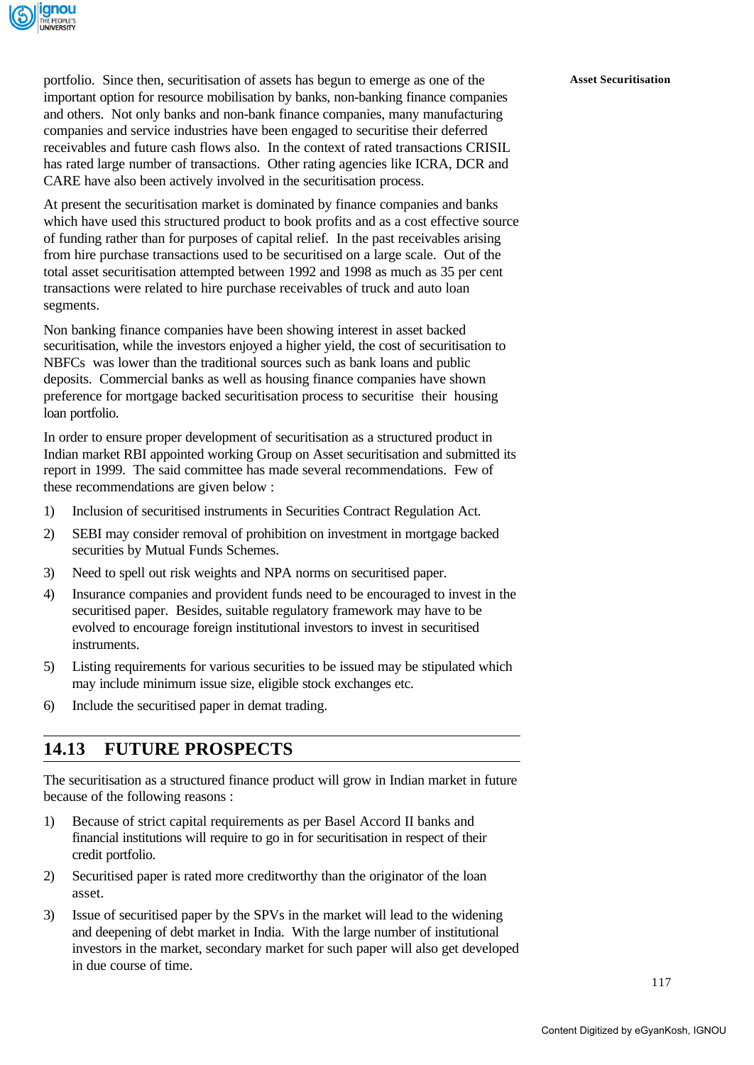portfolio. Since then, securitisation of assets has begun to emerge as one of the important option for resource mobilisation by banks, non-banking finance companies and others. Not only banks and non-bank finance companies, many manufacturing companies and service industries have been engaged to securitise their deferred receivables and future cash flows also. In the context of rated transactions CRISIL has rated large number of transactions. Other rating agencies like ICRA, DCR and CARE have also been actively involved in the securitisation process.

At present the securitisation market is dominated by finance companies and banks which have used this structured product to book profits and as a cost effective source of funding rather than for purposes of capital relief. In the past receivables arising from hire purchase transactions used to be securitised on a large scale. Out of the total asset securitisation attempted between 1992 and 1998 as much as 35 per cent transactions were related to hire purchase receivables of truck and auto loan segments.

Non banking finance companies have been showing interest in asset backed securitisation, while the investors enjoyed a higher yield, the cost of securitisation to NBFCs was lower than the traditional sources such as bank loans and public deposits. Commercial banks as well as housing finance companies have shown preference for mortgage backed securitisation process to securitise their housing loan portfolio.

In order to ensure proper development of securitisation as a structured product in Indian market RBI appointed working Group on Asset securitisation and submitted its report in 1999. The said committee has made several recommendations. Few of these recommendations are given below :

1) Inclusion of securitised instruments in Securities Contract Regulation Act.
2) SEBI may consider removal of prohibition on investment in mortgage backed securities by Mutual Funds Schemes.
3) Need to spell out risk weights and NPA norms on securitised paper.
4) Insurance companies and provident funds need to be encouraged to invest in the securitised paper. Besides, suitable regulatory framework may have to be evolved to encourage foreign institutional investors to invest in securitised instruments.
5) Listing requirements for various securities to be issued may be stipulated which may include minimum issue size, eligible stock exchanges etc.
6) Include the securitised paper in demat trading.

## 14.13 FUTURE PROSPECTS

The securitisation as a structured finance product will grow in Indian market in future because of the following reasons :

1) Because of strict capital requirements as per Basel Accord II banks and financial institutions will require to go in for securitisation in respect of their credit portfolio.
2) Securitised paper is rated more creditworthy than the originator of the loan asset.
3) Issue of securitised paper by the SPVs in the market will lead to the widening and deepening of debt market in India. With the large number of institutional investors in the market, secondary market for such paper will also get developed in due course of time.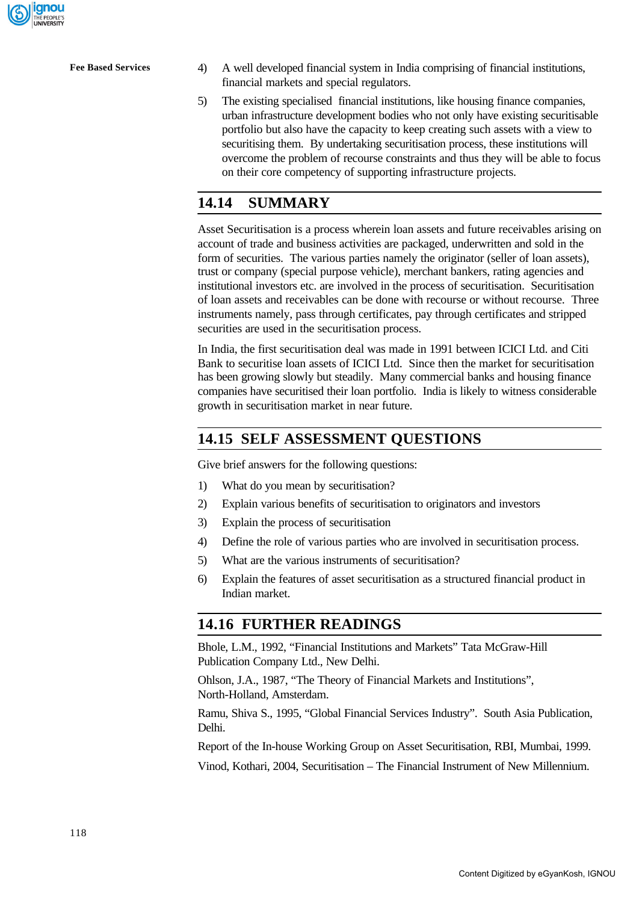4) A well developed financial system in India comprising of financial institutions, financial markets and special regulators.

5) The existing specialised financial institutions, like housing finance companies, urban infrastructure development bodies who not only have existing securitisable portfolio but also have the capacity to keep creating such assets with a view to securitising them. By undertaking securitisation process, these institutions will overcome the problem of recourse constraints and thus they will be able to focus on their core competency of supporting infrastructure projects.

## 14.14 SUMMARY

Asset Securitisation is a process wherein loan assets and future receivables arising on account of trade and business activities are packaged, underwritten and sold in the form of securities. The various parties namely the originator (seller of loan assets), trust or company (special purpose vehicle), merchant bankers, rating agencies and institutional investors etc. are involved in the process of securitisation. Securitisation of loan assets and receivables can be done with recourse or without recourse. Three instruments namely, pass through certificates, pay through certificates and stripped securities are used in the securitisation process.

In India, the first securitisation deal was made in 1991 between ICICI Ltd. and Citi Bank to securitise loan assets of ICICI Ltd. Since then the market for securitisation has been growing slowly but steadily. Many commercial banks and housing finance companies have securitised their loan portfolio. India is likely to witness considerable growth in securitisation market in near future.

## 14.15 SELF ASSESSMENT QUESTIONS

Give brief answers for the following questions:

1) What do you mean by securitisation?
2) Explain various benefits of securitisation to originators and investors
3) Explain the process of securitisation
4) Define the role of various parties who are involved in securitisation process.
5) What are the various instruments of securitisation?
6) Explain the features of asset securitisation as a structured financial product in Indian market.

## 14.16 FURTHER READINGS

Bhole, L.M., 1992, "Financial Institutions and Markets" Tata McGraw-Hill Publication Company Ltd., New Delhi.

Ohlson, J.A., 1987, "The Theory of Financial Markets and Institutions", North-Holland, Amsterdam.

Ramu, Shiva S., 1995, "Global Financial Services Industry". South Asia Publication, Delhi.

Report of the In-house Working Group on Asset Securitisation, RBI, Mumbai, 1999.

Vinod, Kothari, 2004, Securitisation – The Financial Instrument of New Millennium.